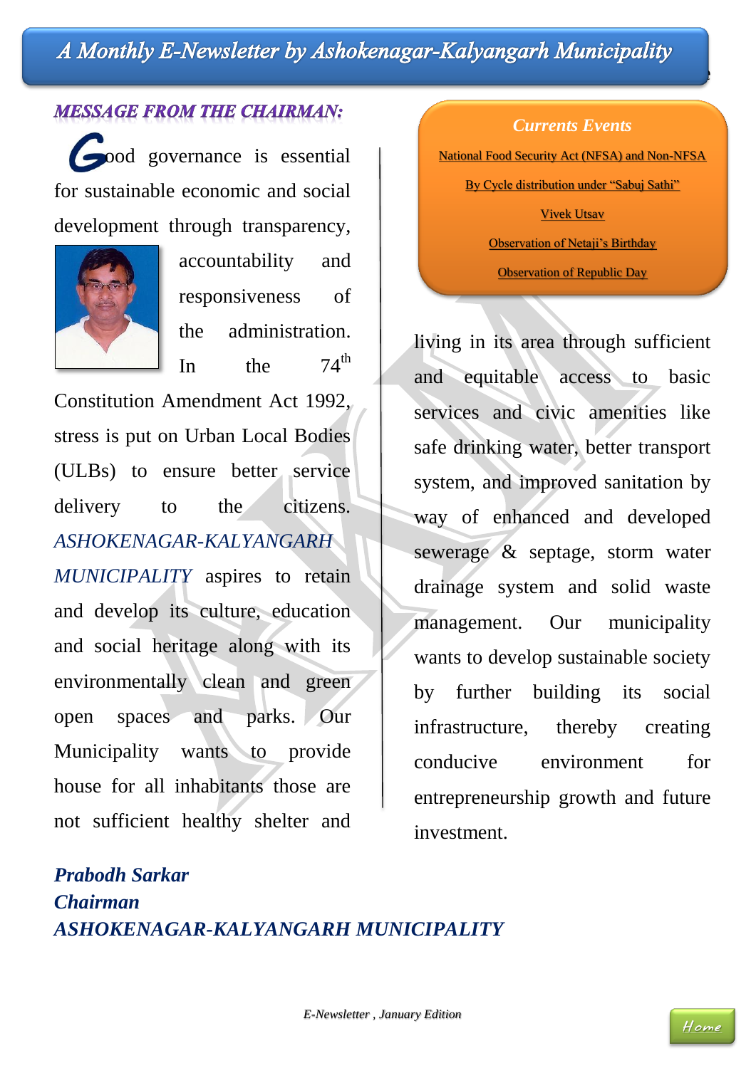# A Monthly E-Newsletter by Ashokenagar-Kalyangarh Municipality

## MESSAGE FROM THE CHAIRMAN:

Good governance is essential for sustainable economic and social development through transparency, accountability and responsiveness of the administration. In the 74th Constitution Amendment Act 1992, stress is put on Urban Local Bodies (ULBs) to ensure better service delivery to the citizens. *ASHOKENAGAR-KALYANGARH MUNICIPALITY* aspires to retain and develop its culture, education and social heritage along with its environmentally clean and green open spaces and parks. Our Municipality wants to provide house for all inhabitants those are not sufficient healthy shelter and living in its area through sufficient and equitable access to basic services and civic amenities like safe drinking water, better transport system, and improved sanitation by way of enhanced and developed sewerage & septage, storm water drainage system and solid waste management. Our municipality wants to develop sustainable society by further building its social infrastructure, thereby creating conducive environment for entrepreneurship growth and future investment.

***Prabodh Sarkar***
***Chairman***
***ASHOKENAGAR-KALYANGARH MUNICIPALITY***

### *Currents Events*

- National Food Security Act (NFSA) and Non-NFSA
- By Cycle distribution under "Sabuj Sathi"
- Vivek Utsav
- Observation of Netaji's Birthday
- Observation of Republic Day

*E-Newsletter , January Edition*

Home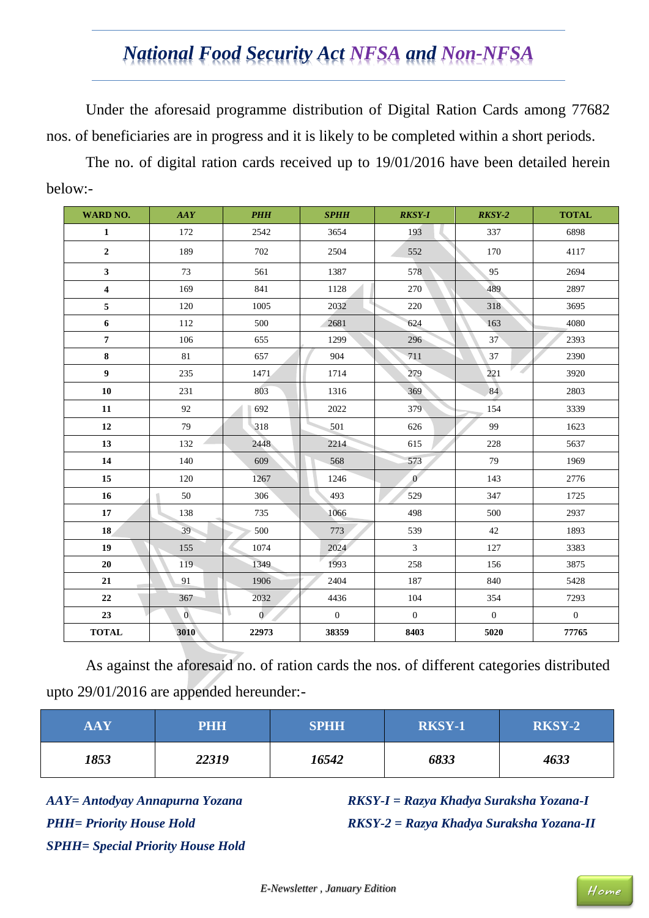# *National Food Security Act NFSA and Non-NFSA*

Under the aforesaid programme distribution of Digital Ration Cards among 77682 nos. of beneficiaries are in progress and it is likely to be completed within a short periods.

The no. of digital ration cards received up to 19/01/2016 have been detailed herein below:-

| WARD NO. | *AAY* | *PHH* | *SPHH* | *RKSY-I* | *RKSY-2* | TOTAL |
|---|---|---|---|---|---|---|
| **1** | 172 | 2542 | 3654 | 193 | 337 | 6898 |
| **2** | 189 | 702 | 2504 | 552 | 170 | 4117 |
| **3** | 73 | 561 | 1387 | 578 | 95 | 2694 |
| **4** | 169 | 841 | 1128 | 270 | 489 | 2897 |
| **5** | 120 | 1005 | 2032 | 220 | 318 | 3695 |
| **6** | 112 | 500 | 2681 | 624 | 163 | 4080 |
| **7** | 106 | 655 | 1299 | 296 | 37 | 2393 |
| **8** | 81 | 657 | 904 | 711 | 37 | 2390 |
| **9** | 235 | 1471 | 1714 | 279 | 221 | 3920 |
| **10** | 231 | 803 | 1316 | 369 | 84 | 2803 |
| **11** | 92 | 692 | 2022 | 379 | 154 | 3339 |
| **12** | 79 | 318 | 501 | 626 | 99 | 1623 |
| **13** | 132 | 2448 | 2214 | 615 | 228 | 5637 |
| **14** | 140 | 609 | 568 | 573 | 79 | 1969 |
| **15** | 120 | 1267 | 1246 | 0 | 143 | 2776 |
| **16** | 50 | 306 | 493 | 529 | 347 | 1725 |
| **17** | 138 | 735 | 1066 | 498 | 500 | 2937 |
| **18** | 39 | 500 | 773 | 539 | 42 | 1893 |
| **19** | 155 | 1074 | 2024 | 3 | 127 | 3383 |
| **20** | 119 | 1349 | 1993 | 258 | 156 | 3875 |
| **21** | 91 | 1906 | 2404 | 187 | 840 | 5428 |
| **22** | 367 | 2032 | 4436 | 104 | 354 | 7293 |
| **23** | 0 | 0 | 0 | 0 | 0 | 0 |
| **TOTAL** | **3010** | **22973** | **38359** | **8403** | **5020** | **77765** |

As against the aforesaid no. of ration cards the nos. of different categories distributed upto 29/01/2016 are appended hereunder:-

| AAY | PHH | SPHH | RKSY-1 | RKSY-2 |
|---|---|---|---|---|
| ***1853*** | ***22319*** | ***16542*** | ***6833*** | ***4633*** |

***AAY= Antodyay Annapurna Yozana***
***PHH= Priority House Hold***
***SPHH= Special Priority House Hold***

***RKSY-I = Razya Khadya Suraksha Yozana-I***
***RKSY-2 = Razya Khadya Suraksha Yozana-II***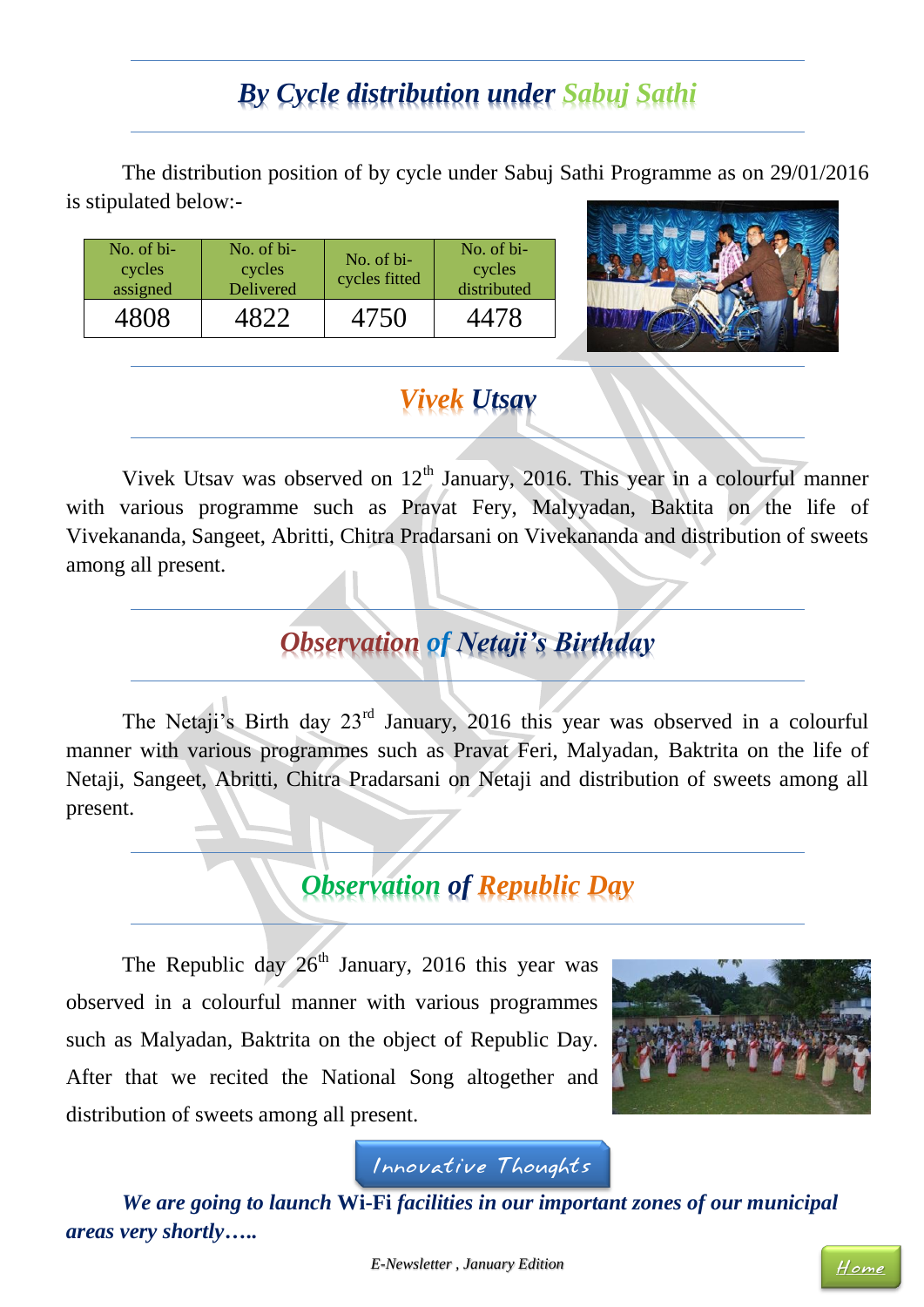## By Cycle distribution under Sabuj Sathi

The distribution position of by cycle under Sabuj Sathi Programme as on 29/01/2016 is stipulated below:-

| No. of bi-cycles assigned | No. of bi-cycles Delivered | No. of bi-cycles fitted | No. of bi-cycles distributed |
|---|---|---|---|
| 4808 | 4822 | 4750 | 4478 |

## Vivek Utsav

Vivek Utsav was observed on 12th January, 2016. This year in a colourful manner with various programme such as Pravat Fery, Malyyadan, Baktita on the life of Vivekananda, Sangeet, Abritti, Chitra Pradarsani on Vivekananda and distribution of sweets among all present.

## Observation of Netaji's Birthday

The Netaji's Birth day 23rd January, 2016 this year was observed in a colourful manner with various programmes such as Pravat Feri, Malyadan, Baktrita on the life of Netaji, Sangeet, Abritti, Chitra Pradarsani on Netaji and distribution of sweets among all present.

## Observation of Republic Day

The Republic day 26th January, 2016 this year was observed in a colourful manner with various programmes such as Malyadan, Baktrita on the object of Republic Day. After that we recited the National Song altogether and distribution of sweets among all present.

Innovative Thoughts

***We are going to launch* Wi-Fi *facilities in our important zones of our municipal areas very shortly…..***

*E-Newsletter , January Edition*

Home